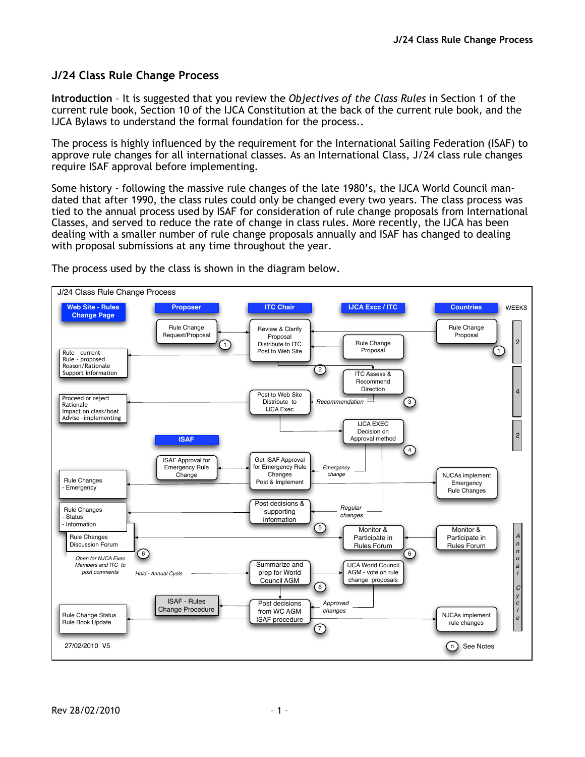# J/24 Class Rule Change Process

**Introduction** – It is suggested that you review the *Objectives of the Class Rules* in Section 1 of the current rule book, Section 10 of the IJCA Constitution at the back of the current rule book, and the IJCA Bylaws to understand the formal foundation for the process..

The process is highly influenced by the requirement for the International Sailing Federation (ISAF) to approve rule changes for all international classes. As an International Class, J/24 class rule changes require ISAF approval before implementing.

Some history - following the massive rule changes of the late 1980's, the IJCA World Council mandated that after 1990, the class rules could only be changed every two years. The class process was tied to the annual process used by ISAF for consideration of rule change proposals from International Classes, and served to reduce the rate of change in class rules. More recently, the IJCA has been dealing with a smaller number of rule change proposals annually and ISAF has changed to dealing with proposal submissions at any time throughout the year.

The process used by the class is shown in the diagram below.

**J/24 Class Rule Change Process**

| Web Site - Rules Change Page | Proposer | ITC Chair | IJCA Excc / ITC | Countries | WEEKS |
|---|---|---|---|---|---|
| | Rule Change Request/Proposal (1) | Review & Clarify Proposal Distribute to ITC Post to Web Site | Rule Change Proposal | Rule Change Proposal (1) | 2 |
| Rule - current<br>Rule - proposed<br>Reason/Rationale<br>Support information | | (2) | ITC Assess & Recommend Direction | | 4 |
| Proceed or reject<br>Rationale<br>Impact on class/boat<br>Advise -implementing | | Post to Web Site Distribute to IJCA Exec | *Recommendation* (3) | | |
| | | | IJCA EXEC Decision on Approval method (4) | | 2 |
| | **ISAF** | | | | |
| Rule Changes - Emergency | ISAF Approval for Emergency Rule Change | Get ISAF Approval for Emergency Rule Changes Post & Implement | *Emergency change* | NJCAs implement Emergency Rule Changes | |
| Rule Changes<br>- Status<br>- Information | | Post decisions & supporting information (5) | *Regular changes* | | Annual Cycle |
| Rule Changes Discussion Forum (6)<br>*Open for NJCA Exec Members and ITC to post comments* | | | Monitor & Participate in Rules Forum (6) | Monitor & Participate in Rules Forum | |
| *Hold - Annual Cycle* | | Summarize and prep for World Council AGM (6) | IJCA World Council AGM - vote on rule change proposals | | |
| Rule Change Status<br>Rule Book Update | ISAF - Rules Change Procedure | Post decisions from WC AGM ISAF procedure (7) | *Approved changes* | NJCAs implement rule changes | |

27/02/2010 V5

(n) See Notes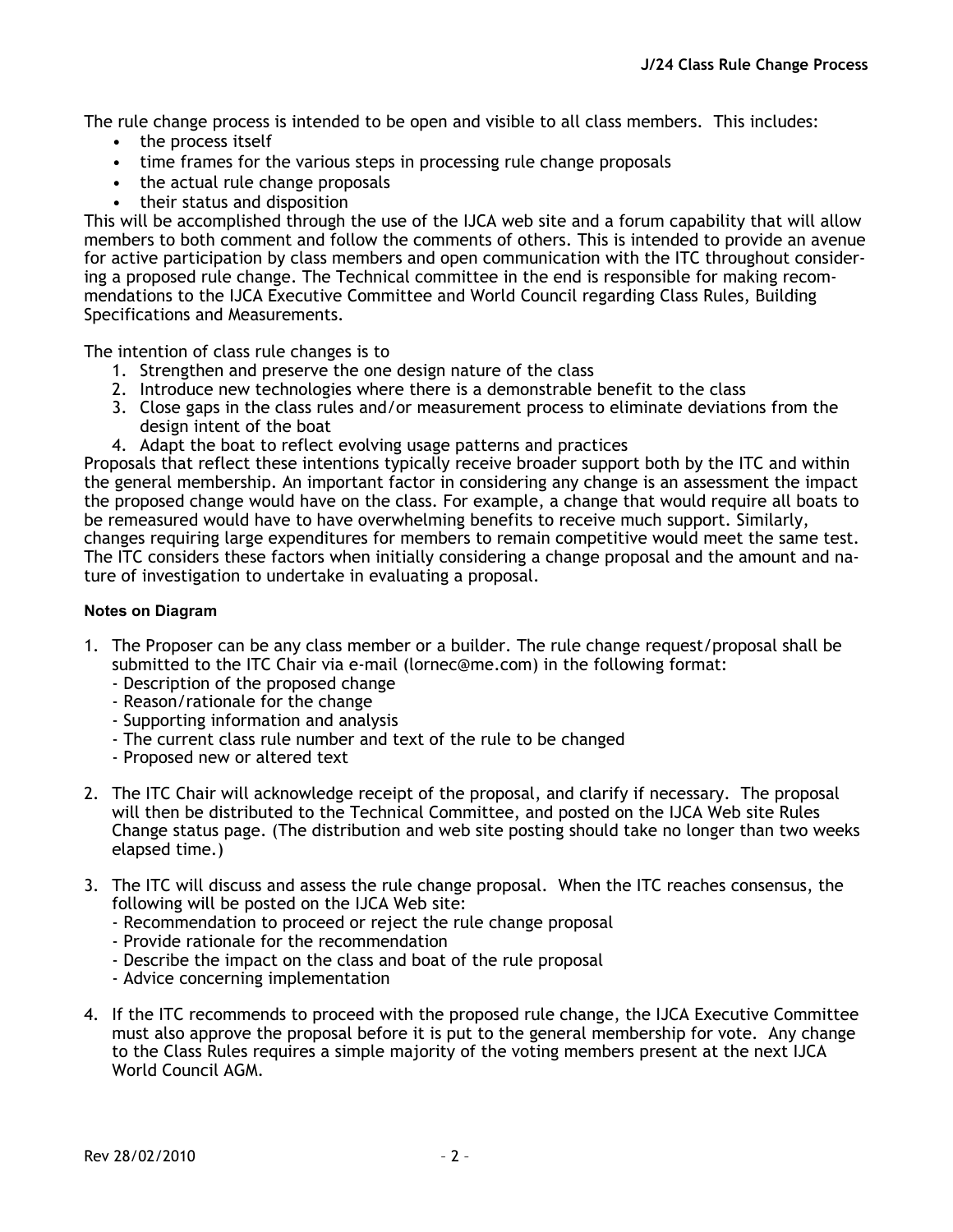The rule change process is intended to be open and visible to all class members. This includes:

- the process itself
- time frames for the various steps in processing rule change proposals
- the actual rule change proposals
- their status and disposition

This will be accomplished through the use of the IJCA web site and a forum capability that will allow members to both comment and follow the comments of others. This is intended to provide an avenue for active participation by class members and open communication with the ITC throughout considering a proposed rule change. The Technical committee in the end is responsible for making recommendations to the IJCA Executive Committee and World Council regarding Class Rules, Building Specifications and Measurements.

The intention of class rule changes is to

1. Strengthen and preserve the one design nature of the class
2. Introduce new technologies where there is a demonstrable benefit to the class
3. Close gaps in the class rules and/or measurement process to eliminate deviations from the design intent of the boat
4. Adapt the boat to reflect evolving usage patterns and practices

Proposals that reflect these intentions typically receive broader support both by the ITC and within the general membership. An important factor in considering any change is an assessment the impact the proposed change would have on the class. For example, a change that would require all boats to be remeasured would have to have overwhelming benefits to receive much support. Similarly, changes requiring large expenditures for members to remain competitive would meet the same test. The ITC considers these factors when initially considering a change proposal and the amount and nature of investigation to undertake in evaluating a proposal.

#### Notes on Diagram

1. The Proposer can be any class member or a builder. The rule change request/proposal shall be submitted to the ITC Chair via e-mail (lornec@me.com) in the following format:
   - Description of the proposed change
   - Reason/rationale for the change
   - Supporting information and analysis
   - The current class rule number and text of the rule to be changed
   - Proposed new or altered text

2. The ITC Chair will acknowledge receipt of the proposal, and clarify if necessary. The proposal will then be distributed to the Technical Committee, and posted on the IJCA Web site Rules Change status page. (The distribution and web site posting should take no longer than two weeks elapsed time.)

3. The ITC will discuss and assess the rule change proposal. When the ITC reaches consensus, the following will be posted on the IJCA Web site:
   - Recommendation to proceed or reject the rule change proposal
   - Provide rationale for the recommendation
   - Describe the impact on the class and boat of the rule proposal
   - Advice concerning implementation

4. If the ITC recommends to proceed with the proposed rule change, the IJCA Executive Committee must also approve the proposal before it is put to the general membership for vote. Any change to the Class Rules requires a simple majority of the voting members present at the next IJCA World Council AGM.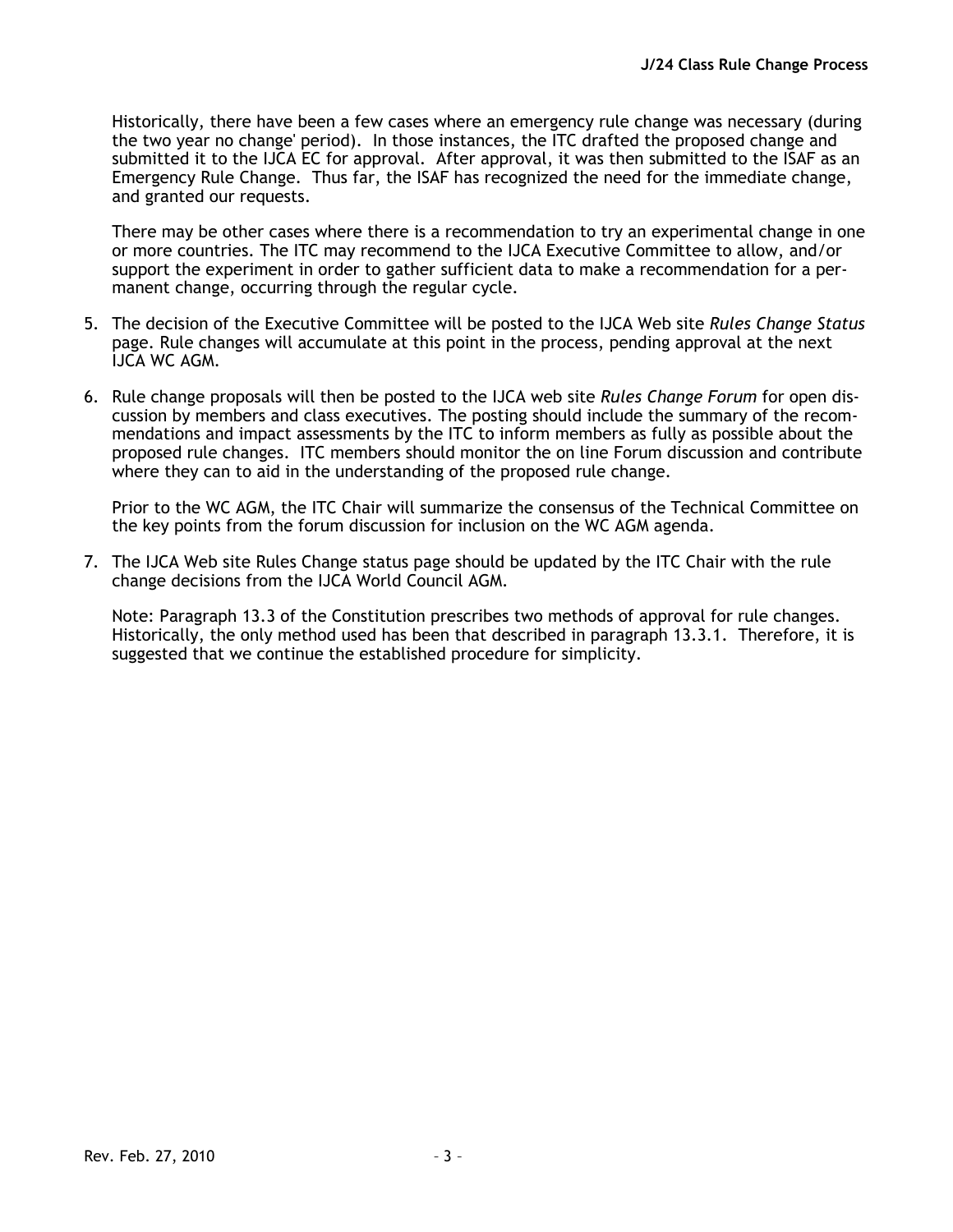Historically, there have been a few cases where an emergency rule change was necessary (during the two year no change' period). In those instances, the ITC drafted the proposed change and submitted it to the IJCA EC for approval. After approval, it was then submitted to the ISAF as an Emergency Rule Change. Thus far, the ISAF has recognized the need for the immediate change, and granted our requests.

There may be other cases where there is a recommendation to try an experimental change in one or more countries. The ITC may recommend to the IJCA Executive Committee to allow, and/or support the experiment in order to gather sufficient data to make a recommendation for a permanent change, occurring through the regular cycle.

5. The decision of the Executive Committee will be posted to the IJCA Web site *Rules Change Status* page. Rule changes will accumulate at this point in the process, pending approval at the next IJCA WC AGM.

6. Rule change proposals will then be posted to the IJCA web site *Rules Change Forum* for open discussion by members and class executives. The posting should include the summary of the recommendations and impact assessments by the ITC to inform members as fully as possible about the proposed rule changes. ITC members should monitor the on line Forum discussion and contribute where they can to aid in the understanding of the proposed rule change.

   Prior to the WC AGM, the ITC Chair will summarize the consensus of the Technical Committee on the key points from the forum discussion for inclusion on the WC AGM agenda.

7. The IJCA Web site Rules Change status page should be updated by the ITC Chair with the rule change decisions from the IJCA World Council AGM.

   Note: Paragraph 13.3 of the Constitution prescribes two methods of approval for rule changes. Historically, the only method used has been that described in paragraph 13.3.1. Therefore, it is suggested that we continue the established procedure for simplicity.

Rev. Feb. 27, 2010